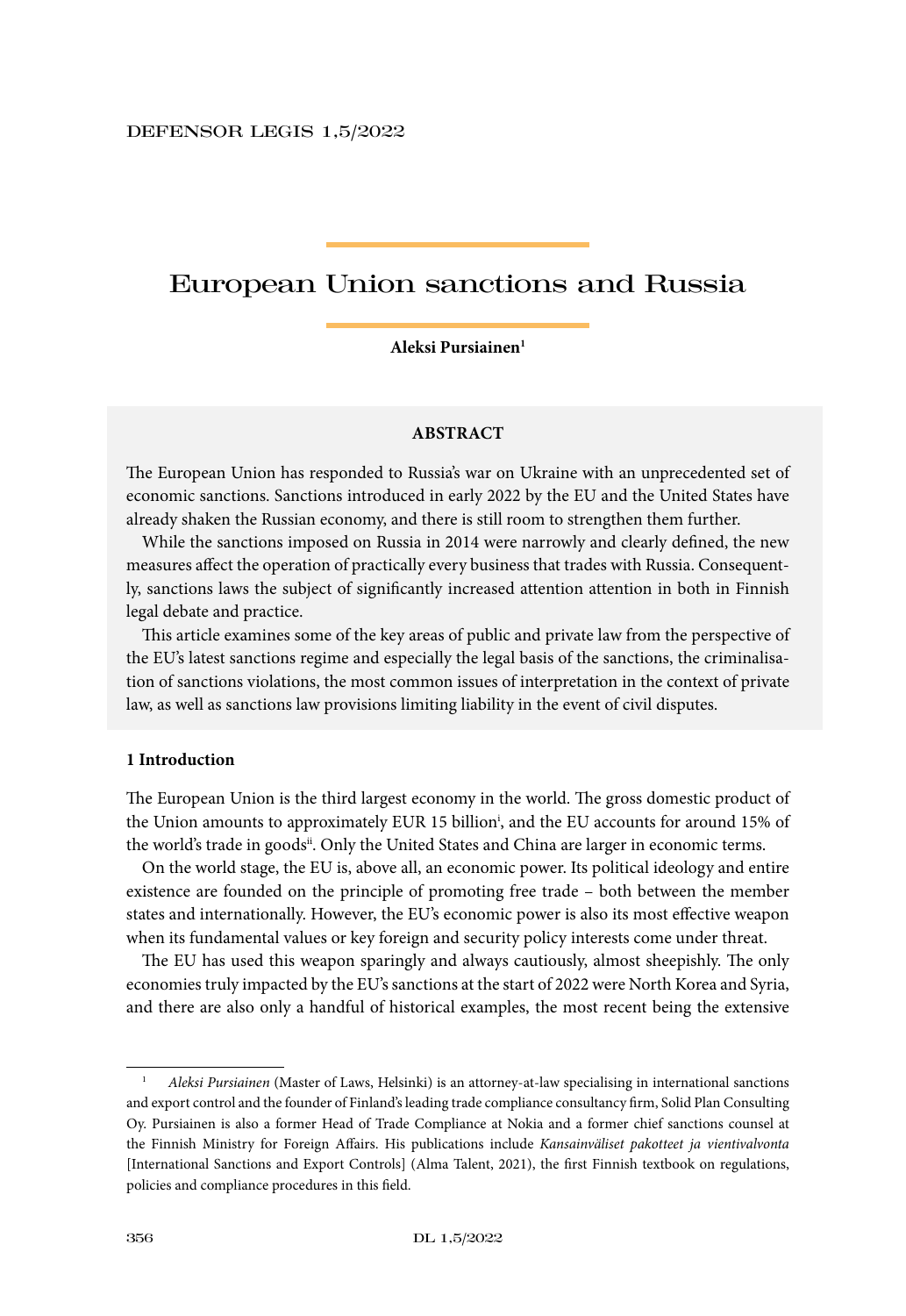# European Union sanctions and Russia

**Aleksi Pursiainen**[1]

**ABSTRACT**

The European Union has responded to Russia's war on Ukraine with an unprecedented set of economic sanctions. Sanctions introduced in early 2022 by the EU and the United States have already shaken the Russian economy, and there is still room to strengthen them further.

While the sanctions imposed on Russia in 2014 were narrowly and clearly defined, the new measures affect the operation of practically every business that trades with Russia. Consequently, sanctions laws the subject of significantly increased attention attention in both in Finnish legal debate and practice.

This article examines some of the key areas of public and private law from the perspective of the EU's latest sanctions regime and especially the legal basis of the sanctions, the criminalisation of sanctions violations, the most common issues of interpretation in the context of private law, as well as sanctions law provisions limiting liability in the event of civil disputes.

## 1 Introduction

The European Union is the third largest economy in the world. The gross domestic product of the Union amounts to approximately EUR 15 billion[i], and the EU accounts for around 15% of the world's trade in goods[ii]. Only the United States and China are larger in economic terms.

On the world stage, the EU is, above all, an economic power. Its political ideology and entire existence are founded on the principle of promoting free trade – both between the member states and internationally. However, the EU's economic power is also its most effective weapon when its fundamental values or key foreign and security policy interests come under threat.

The EU has used this weapon sparingly and always cautiously, almost sheepishly. The only economies truly impacted by the EU's sanctions at the start of 2022 were North Korea and Syria, and there are also only a handful of historical examples, the most recent being the extensive

---

[1] *Aleksi Pursiainen* (Master of Laws, Helsinki) is an attorney-at-law specialising in international sanctions and export control and the founder of Finland's leading trade compliance consultancy firm, Solid Plan Consulting Oy. Pursiainen is also a former Head of Trade Compliance at Nokia and a former chief sanctions counsel at the Finnish Ministry for Foreign Affairs. His publications include *Kansainväliset pakotteet ja vientivalvonta* [International Sanctions and Export Controls] (Alma Talent, 2021), the first Finnish textbook on regulations, policies and compliance procedures in this field.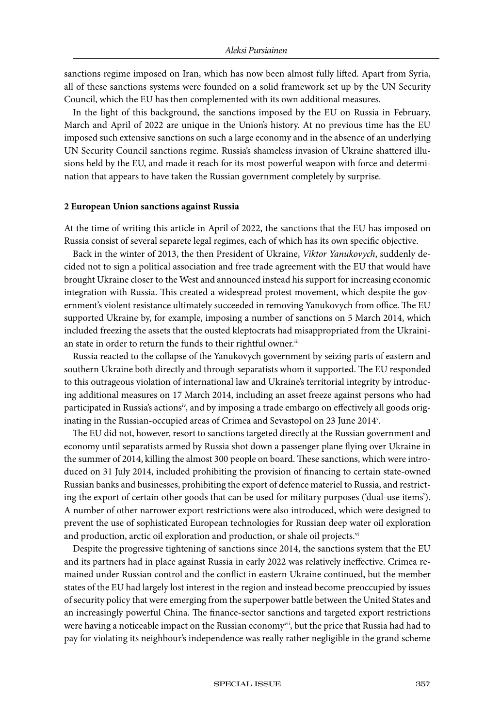sanctions regime imposed on Iran, which has now been almost fully lifted. Apart from Syria, all of these sanctions systems were founded on a solid framework set up by the UN Security Council, which the EU has then complemented with its own additional measures.

In the light of this background, the sanctions imposed by the EU on Russia in February, March and April of 2022 are unique in the Union's history. At no previous time has the EU imposed such extensive sanctions on such a large economy and in the absence of an underlying UN Security Council sanctions regime. Russia's shameless invasion of Ukraine shattered illusions held by the EU, and made it reach for its most powerful weapon with force and determination that appears to have taken the Russian government completely by surprise.

## 2 European Union sanctions against Russia

At the time of writing this article in April of 2022, the sanctions that the EU has imposed on Russia consist of several separete legal regimes, each of which has its own specific objective.

Back in the winter of 2013, the then President of Ukraine, *Viktor Yanukovych*, suddenly decided not to sign a political association and free trade agreement with the EU that would have brought Ukraine closer to the West and announced instead his support for increasing economic integration with Russia. This created a widespread protest movement, which despite the government's violent resistance ultimately succeeded in removing Yanukovych from office. The EU supported Ukraine by, for example, imposing a number of sanctions on 5 March 2014, which included freezing the assets that the ousted kleptocrats had misappropriated from the Ukrainian state in order to return the funds to their rightful owner.[iii]

Russia reacted to the collapse of the Yanukovych government by seizing parts of eastern and southern Ukraine both directly and through separatists whom it supported. The EU responded to this outrageous violation of international law and Ukraine's territorial integrity by introducing additional measures on 17 March 2014, including an asset freeze against persons who had participated in Russia's actions[iv], and by imposing a trade embargo on effectively all goods originating in the Russian-occupied areas of Crimea and Sevastopol on 23 June 2014[v].

The EU did not, however, resort to sanctions targeted directly at the Russian government and economy until separatists armed by Russia shot down a passenger plane flying over Ukraine in the summer of 2014, killing the almost 300 people on board. These sanctions, which were introduced on 31 July 2014, included prohibiting the provision of financing to certain state-owned Russian banks and businesses, prohibiting the export of defence materiel to Russia, and restricting the export of certain other goods that can be used for military purposes ('dual-use items'). A number of other narrower export restrictions were also introduced, which were designed to prevent the use of sophisticated European technologies for Russian deep water oil exploration and production, arctic oil exploration and production, or shale oil projects.[vi]

Despite the progressive tightening of sanctions since 2014, the sanctions system that the EU and its partners had in place against Russia in early 2022 was relatively ineffective. Crimea remained under Russian control and the conflict in eastern Ukraine continued, but the member states of the EU had largely lost interest in the region and instead become preoccupied by issues of security policy that were emerging from the superpower battle between the United States and an increasingly powerful China. The finance-sector sanctions and targeted export restrictions were having a noticeable impact on the Russian economy[vii], but the price that Russia had had to pay for violating its neighbour's independence was really rather negligible in the grand scheme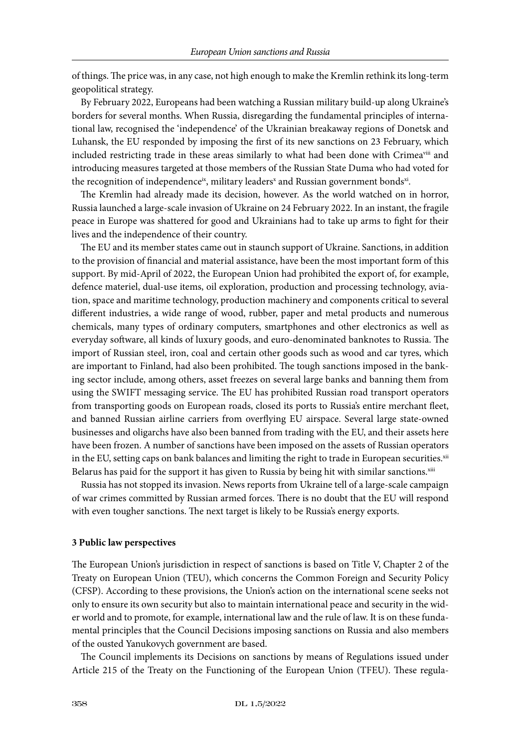of things. The price was, in any case, not high enough to make the Kremlin rethink its long-term geopolitical strategy.

By February 2022, Europeans had been watching a Russian military build-up along Ukraine's borders for several months. When Russia, disregarding the fundamental principles of international law, recognised the 'independence' of the Ukrainian breakaway regions of Donetsk and Luhansk, the EU responded by imposing the first of its new sanctions on 23 February, which included restricting trade in these areas similarly to what had been done with Crimea[viii] and introducing measures targeted at those members of the Russian State Duma who had voted for the recognition of independence[ix], military leaders[x] and Russian government bonds[xi].

The Kremlin had already made its decision, however. As the world watched on in horror, Russia launched a large-scale invasion of Ukraine on 24 February 2022. In an instant, the fragile peace in Europe was shattered for good and Ukrainians had to take up arms to fight for their lives and the independence of their country.

The EU and its member states came out in staunch support of Ukraine. Sanctions, in addition to the provision of financial and material assistance, have been the most important form of this support. By mid-April of 2022, the European Union had prohibited the export of, for example, defence materiel, dual-use items, oil exploration, production and processing technology, aviation, space and maritime technology, production machinery and components critical to several different industries, a wide range of wood, rubber, paper and metal products and numerous chemicals, many types of ordinary computers, smartphones and other electronics as well as everyday software, all kinds of luxury goods, and euro-denominated banknotes to Russia. The import of Russian steel, iron, coal and certain other goods such as wood and car tyres, which are important to Finland, had also been prohibited. The tough sanctions imposed in the banking sector include, among others, asset freezes on several large banks and banning them from using the SWIFT messaging service. The EU has prohibited Russian road transport operators from transporting goods on European roads, closed its ports to Russia's entire merchant fleet, and banned Russian airline carriers from overflying EU airspace. Several large state-owned businesses and oligarchs have also been banned from trading with the EU, and their assets here have been frozen. A number of sanctions have been imposed on the assets of Russian operators in the EU, setting caps on bank balances and limiting the right to trade in European securities.[xii] Belarus has paid for the support it has given to Russia by being hit with similar sanctions.[xiii]

Russia has not stopped its invasion. News reports from Ukraine tell of a large-scale campaign of war crimes committed by Russian armed forces. There is no doubt that the EU will respond with even tougher sanctions. The next target is likely to be Russia's energy exports.

### 3 Public law perspectives

The European Union's jurisdiction in respect of sanctions is based on Title V, Chapter 2 of the Treaty on European Union (TEU), which concerns the Common Foreign and Security Policy (CFSP). According to these provisions, the Union's action on the international scene seeks not only to ensure its own security but also to maintain international peace and security in the wider world and to promote, for example, international law and the rule of law. It is on these fundamental principles that the Council Decisions imposing sanctions on Russia and also members of the ousted Yanukovych government are based.

The Council implements its Decisions on sanctions by means of Regulations issued under Article 215 of the Treaty on the Functioning of the European Union (TFEU). These regula-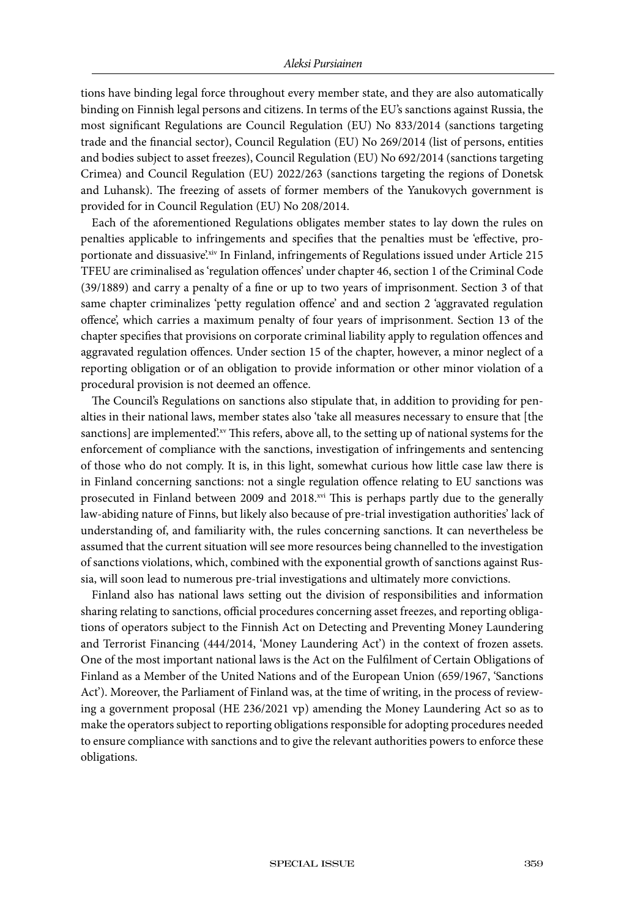tions have binding legal force throughout every member state, and they are also automatically binding on Finnish legal persons and citizens. In terms of the EU's sanctions against Russia, the most significant Regulations are Council Regulation (EU) No 833/2014 (sanctions targeting trade and the financial sector), Council Regulation (EU) No 269/2014 (list of persons, entities and bodies subject to asset freezes), Council Regulation (EU) No 692/2014 (sanctions targeting Crimea) and Council Regulation (EU) 2022/263 (sanctions targeting the regions of Donetsk and Luhansk). The freezing of assets of former members of the Yanukovych government is provided for in Council Regulation (EU) No 208/2014.

Each of the aforementioned Regulations obligates member states to lay down the rules on penalties applicable to infringements and specifies that the penalties must be 'effective, proportionate and dissuasive'.[xiv] In Finland, infringements of Regulations issued under Article 215 TFEU are criminalised as 'regulation offences' under chapter 46, section 1 of the Criminal Code (39/1889) and carry a penalty of a fine or up to two years of imprisonment. Section 3 of that same chapter criminalizes 'petty regulation offence' and and section 2 'aggravated regulation offence', which carries a maximum penalty of four years of imprisonment. Section 13 of the chapter specifies that provisions on corporate criminal liability apply to regulation offences and aggravated regulation offences. Under section 15 of the chapter, however, a minor neglect of a reporting obligation or of an obligation to provide information or other minor violation of a procedural provision is not deemed an offence.

The Council's Regulations on sanctions also stipulate that, in addition to providing for penalties in their national laws, member states also 'take all measures necessary to ensure that [the sanctions] are implemented'.[xv] This refers, above all, to the setting up of national systems for the enforcement of compliance with the sanctions, investigation of infringements and sentencing of those who do not comply. It is, in this light, somewhat curious how little case law there is in Finland concerning sanctions: not a single regulation offence relating to EU sanctions was prosecuted in Finland between 2009 and 2018.[xvi] This is perhaps partly due to the generally law-abiding nature of Finns, but likely also because of pre-trial investigation authorities' lack of understanding of, and familiarity with, the rules concerning sanctions. It can nevertheless be assumed that the current situation will see more resources being channelled to the investigation of sanctions violations, which, combined with the exponential growth of sanctions against Russia, will soon lead to numerous pre-trial investigations and ultimately more convictions.

Finland also has national laws setting out the division of responsibilities and information sharing relating to sanctions, official procedures concerning asset freezes, and reporting obligations of operators subject to the Finnish Act on Detecting and Preventing Money Laundering and Terrorist Financing (444/2014, 'Money Laundering Act') in the context of frozen assets. One of the most important national laws is the Act on the Fulfilment of Certain Obligations of Finland as a Member of the United Nations and of the European Union (659/1967, 'Sanctions Act'). Moreover, the Parliament of Finland was, at the time of writing, in the process of reviewing a government proposal (HE 236/2021 vp) amending the Money Laundering Act so as to make the operators subject to reporting obligations responsible for adopting procedures needed to ensure compliance with sanctions and to give the relevant authorities powers to enforce these obligations.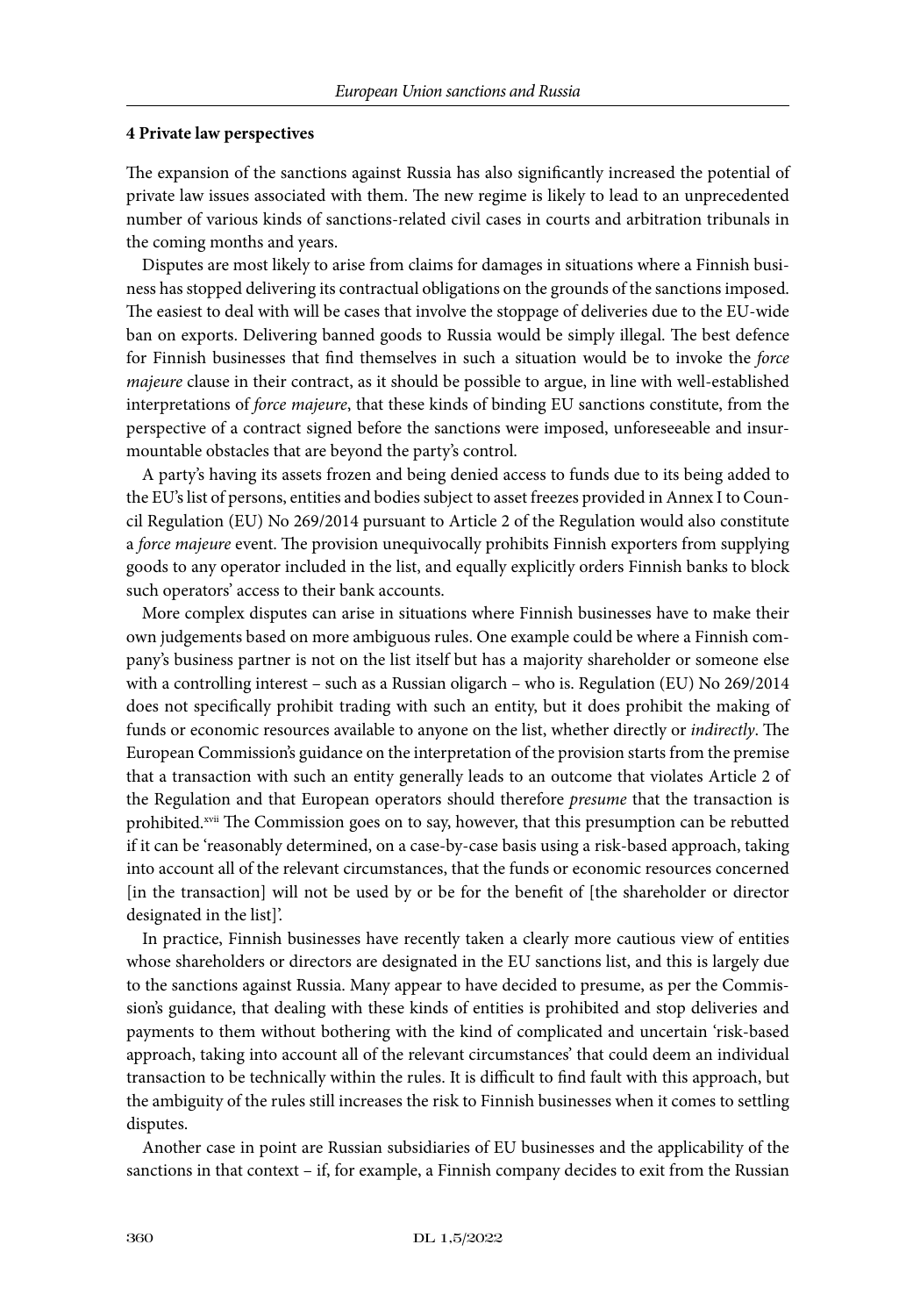**4 Private law perspectives**

The expansion of the sanctions against Russia has also significantly increased the potential of private law issues associated with them. The new regime is likely to lead to an unprecedented number of various kinds of sanctions-related civil cases in courts and arbitration tribunals in the coming months and years.

Disputes are most likely to arise from claims for damages in situations where a Finnish business has stopped delivering its contractual obligations on the grounds of the sanctions imposed. The easiest to deal with will be cases that involve the stoppage of deliveries due to the EU-wide ban on exports. Delivering banned goods to Russia would be simply illegal. The best defence for Finnish businesses that find themselves in such a situation would be to invoke the *force majeure* clause in their contract, as it should be possible to argue, in line with well-established interpretations of *force majeure*, that these kinds of binding EU sanctions constitute, from the perspective of a contract signed before the sanctions were imposed, unforeseeable and insurmountable obstacles that are beyond the party's control.

A party's having its assets frozen and being denied access to funds due to its being added to the EU's list of persons, entities and bodies subject to asset freezes provided in Annex I to Council Regulation (EU) No 269/2014 pursuant to Article 2 of the Regulation would also constitute a *force majeure* event. The provision unequivocally prohibits Finnish exporters from supplying goods to any operator included in the list, and equally explicitly orders Finnish banks to block such operators' access to their bank accounts.

More complex disputes can arise in situations where Finnish businesses have to make their own judgements based on more ambiguous rules. One example could be where a Finnish company's business partner is not on the list itself but has a majority shareholder or someone else with a controlling interest – such as a Russian oligarch – who is. Regulation (EU) No 269/2014 does not specifically prohibit trading with such an entity, but it does prohibit the making of funds or economic resources available to anyone on the list, whether directly or *indirectly*. The European Commission's guidance on the interpretation of the provision starts from the premise that a transaction with such an entity generally leads to an outcome that violates Article 2 of the Regulation and that European operators should therefore *presume* that the transaction is prohibited.[xvii] The Commission goes on to say, however, that this presumption can be rebutted if it can be 'reasonably determined, on a case-by-case basis using a risk-based approach, taking into account all of the relevant circumstances, that the funds or economic resources concerned [in the transaction] will not be used by or be for the benefit of [the shareholder or director designated in the list]'.

In practice, Finnish businesses have recently taken a clearly more cautious view of entities whose shareholders or directors are designated in the EU sanctions list, and this is largely due to the sanctions against Russia. Many appear to have decided to presume, as per the Commission's guidance, that dealing with these kinds of entities is prohibited and stop deliveries and payments to them without bothering with the kind of complicated and uncertain 'risk-based approach, taking into account all of the relevant circumstances' that could deem an individual transaction to be technically within the rules. It is difficult to find fault with this approach, but the ambiguity of the rules still increases the risk to Finnish businesses when it comes to settling disputes.

Another case in point are Russian subsidiaries of EU businesses and the applicability of the sanctions in that context – if, for example, a Finnish company decides to exit from the Russian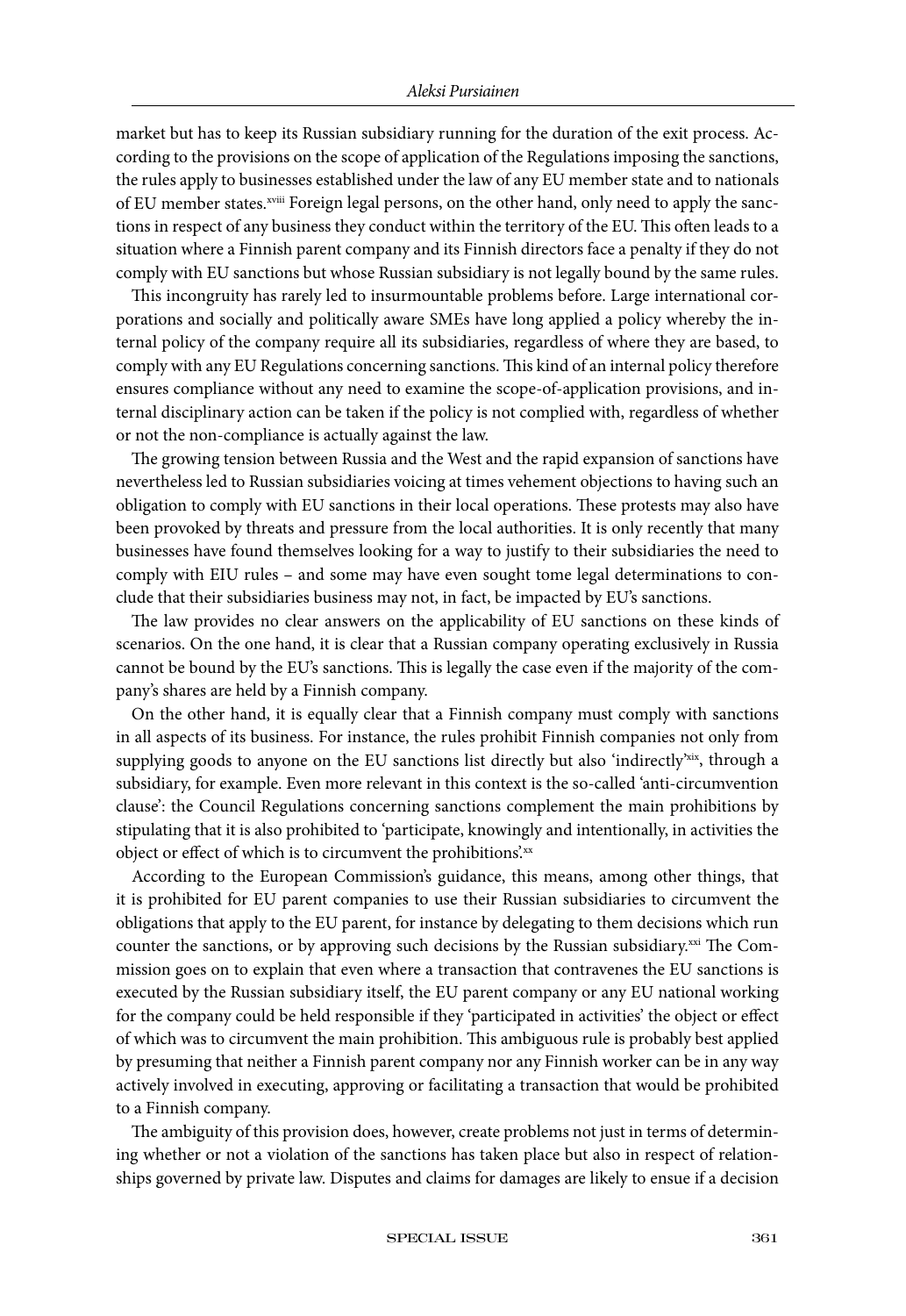market but has to keep its Russian subsidiary running for the duration of the exit process. According to the provisions on the scope of application of the Regulations imposing the sanctions, the rules apply to businesses established under the law of any EU member state and to nationals of EU member states.[xviii] Foreign legal persons, on the other hand, only need to apply the sanctions in respect of any business they conduct within the territory of the EU. This often leads to a situation where a Finnish parent company and its Finnish directors face a penalty if they do not comply with EU sanctions but whose Russian subsidiary is not legally bound by the same rules.

This incongruity has rarely led to insurmountable problems before. Large international corporations and socially and politically aware SMEs have long applied a policy whereby the internal policy of the company require all its subsidiaries, regardless of where they are based, to comply with any EU Regulations concerning sanctions. This kind of an internal policy therefore ensures compliance without any need to examine the scope-of-application provisions, and internal disciplinary action can be taken if the policy is not complied with, regardless of whether or not the non-compliance is actually against the law.

The growing tension between Russia and the West and the rapid expansion of sanctions have nevertheless led to Russian subsidiaries voicing at times vehement objections to having such an obligation to comply with EU sanctions in their local operations. These protests may also have been provoked by threats and pressure from the local authorities. It is only recently that many businesses have found themselves looking for a way to justify to their subsidiaries the need to comply with EIU rules – and some may have even sought tome legal determinations to conclude that their subsidiaries business may not, in fact, be impacted by EU's sanctions.

The law provides no clear answers on the applicability of EU sanctions on these kinds of scenarios. On the one hand, it is clear that a Russian company operating exclusively in Russia cannot be bound by the EU's sanctions. This is legally the case even if the majority of the company's shares are held by a Finnish company.

On the other hand, it is equally clear that a Finnish company must comply with sanctions in all aspects of its business. For instance, the rules prohibit Finnish companies not only from supplying goods to anyone on the EU sanctions list directly but also 'indirectly'[xix], through a subsidiary, for example. Even more relevant in this context is the so-called 'anti-circumvention clause': the Council Regulations concerning sanctions complement the main prohibitions by stipulating that it is also prohibited to 'participate, knowingly and intentionally, in activities the object or effect of which is to circumvent the prohibitions'.[xx]

According to the European Commission's guidance, this means, among other things, that it is prohibited for EU parent companies to use their Russian subsidiaries to circumvent the obligations that apply to the EU parent, for instance by delegating to them decisions which run counter the sanctions, or by approving such decisions by the Russian subsidiary.[xxi] The Commission goes on to explain that even where a transaction that contravenes the EU sanctions is executed by the Russian subsidiary itself, the EU parent company or any EU national working for the company could be held responsible if they 'participated in activities' the object or effect of which was to circumvent the main prohibition. This ambiguous rule is probably best applied by presuming that neither a Finnish parent company nor any Finnish worker can be in any way actively involved in executing, approving or facilitating a transaction that would be prohibited to a Finnish company.

The ambiguity of this provision does, however, create problems not just in terms of determining whether or not a violation of the sanctions has taken place but also in respect of relationships governed by private law. Disputes and claims for damages are likely to ensue if a decision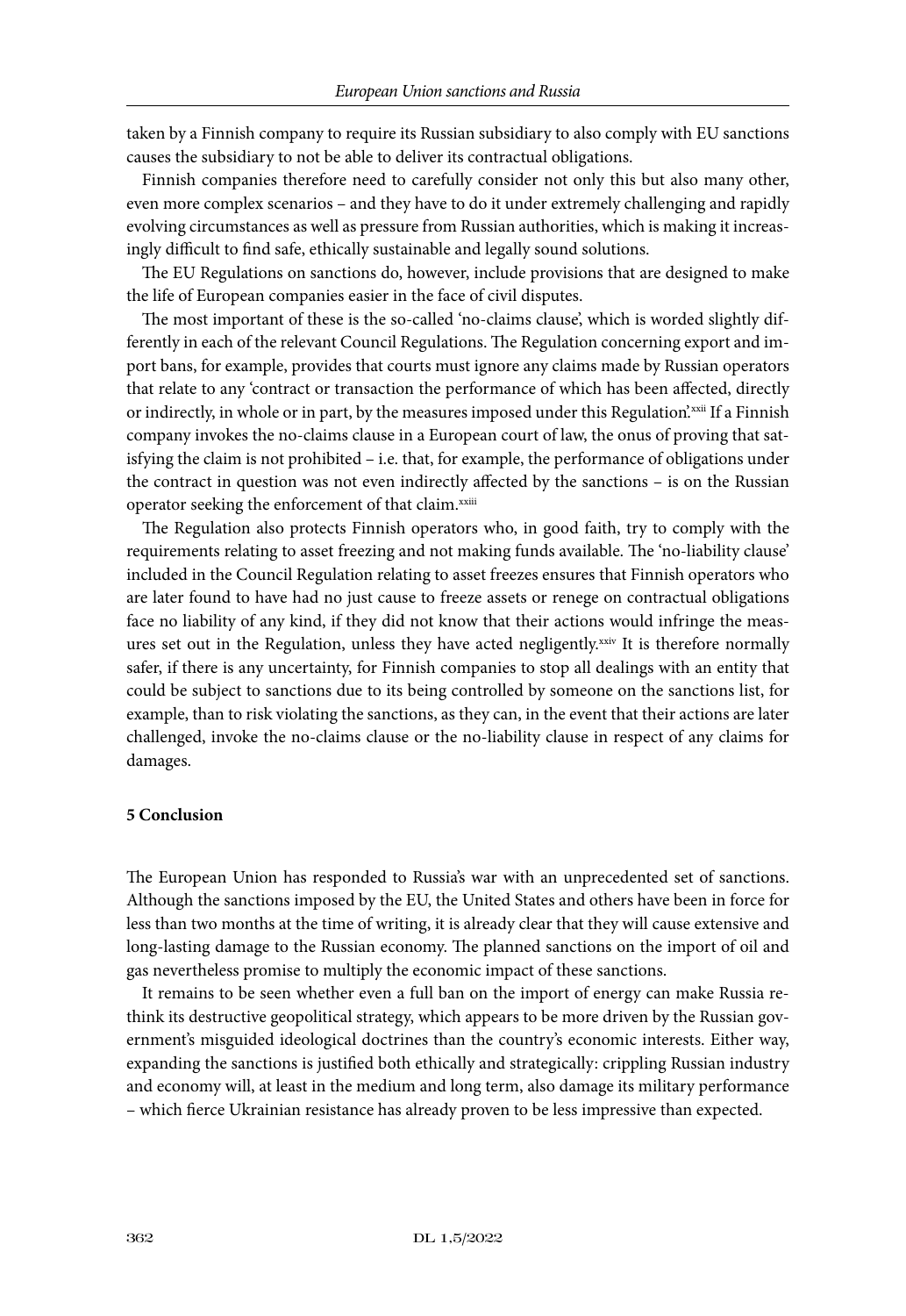taken by a Finnish company to require its Russian subsidiary to also comply with EU sanctions causes the subsidiary to not be able to deliver its contractual obligations.

Finnish companies therefore need to carefully consider not only this but also many other, even more complex scenarios – and they have to do it under extremely challenging and rapidly evolving circumstances as well as pressure from Russian authorities, which is making it increasingly difficult to find safe, ethically sustainable and legally sound solutions.

The EU Regulations on sanctions do, however, include provisions that are designed to make the life of European companies easier in the face of civil disputes.

The most important of these is the so-called 'no-claims clause', which is worded slightly differently in each of the relevant Council Regulations. The Regulation concerning export and import bans, for example, provides that courts must ignore any claims made by Russian operators that relate to any 'contract or transaction the performance of which has been affected, directly or indirectly, in whole or in part, by the measures imposed under this Regulation'.[xxii] If a Finnish company invokes the no-claims clause in a European court of law, the onus of proving that satisfying the claim is not prohibited – i.e. that, for example, the performance of obligations under the contract in question was not even indirectly affected by the sanctions – is on the Russian operator seeking the enforcement of that claim.[xxiii]

The Regulation also protects Finnish operators who, in good faith, try to comply with the requirements relating to asset freezing and not making funds available. The 'no-liability clause' included in the Council Regulation relating to asset freezes ensures that Finnish operators who are later found to have had no just cause to freeze assets or renege on contractual obligations face no liability of any kind, if they did not know that their actions would infringe the measures set out in the Regulation, unless they have acted negligently.[xxiv] It is therefore normally safer, if there is any uncertainty, for Finnish companies to stop all dealings with an entity that could be subject to sanctions due to its being controlled by someone on the sanctions list, for example, than to risk violating the sanctions, as they can, in the event that their actions are later challenged, invoke the no-claims clause or the no-liability clause in respect of any claims for damages.

## 5 Conclusion

The European Union has responded to Russia's war with an unprecedented set of sanctions. Although the sanctions imposed by the EU, the United States and others have been in force for less than two months at the time of writing, it is already clear that they will cause extensive and long-lasting damage to the Russian economy. The planned sanctions on the import of oil and gas nevertheless promise to multiply the economic impact of these sanctions.

It remains to be seen whether even a full ban on the import of energy can make Russia rethink its destructive geopolitical strategy, which appears to be more driven by the Russian government's misguided ideological doctrines than the country's economic interests. Either way, expanding the sanctions is justified both ethically and strategically: crippling Russian industry and economy will, at least in the medium and long term, also damage its military performance – which fierce Ukrainian resistance has already proven to be less impressive than expected.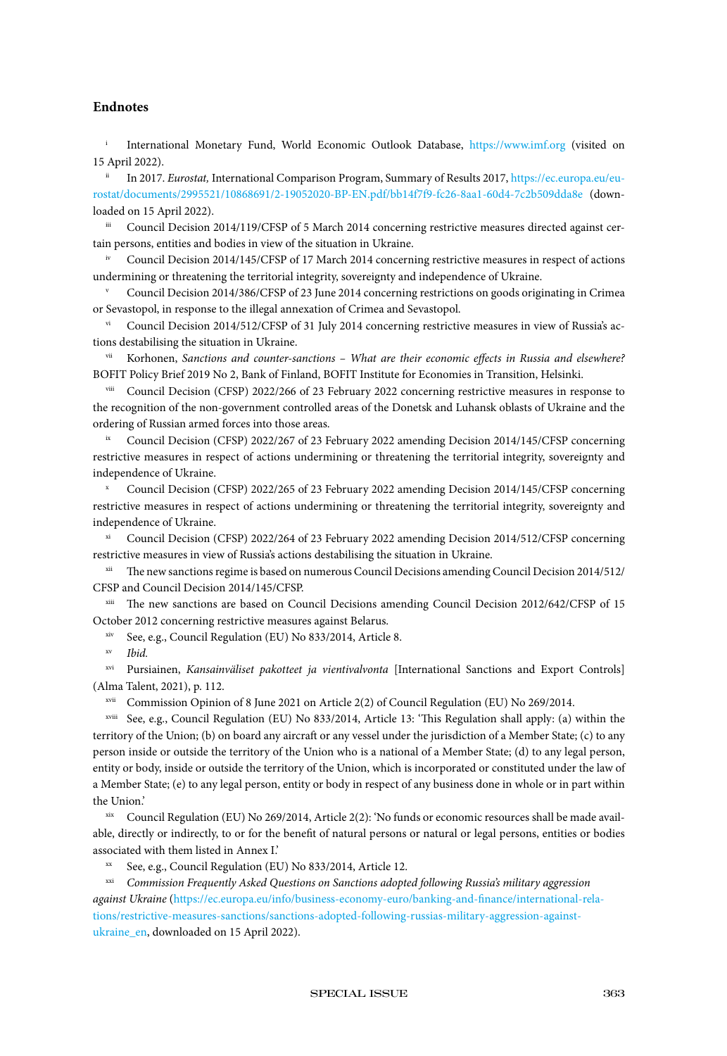## Endnotes

[i] International Monetary Fund, World Economic Outlook Database, https://www.imf.org (visited on 15 April 2022).

[ii] In 2017. *Eurostat,* International Comparison Program, Summary of Results 2017, https://ec.europa.eu/eurostat/documents/2995521/10868691/2-19052020-BP-EN.pdf/bb14f7f9-fc26-8aa1-60d4-7c2b509dda8e (downloaded on 15 April 2022).

[iii] Council Decision 2014/119/CFSP of 5 March 2014 concerning restrictive measures directed against certain persons, entities and bodies in view of the situation in Ukraine.

[iv] Council Decision 2014/145/CFSP of 17 March 2014 concerning restrictive measures in respect of actions undermining or threatening the territorial integrity, sovereignty and independence of Ukraine.

[v] Council Decision 2014/386/CFSP of 23 June 2014 concerning restrictions on goods originating in Crimea or Sevastopol, in response to the illegal annexation of Crimea and Sevastopol.

[vi] Council Decision 2014/512/CFSP of 31 July 2014 concerning restrictive measures in view of Russia's actions destabilising the situation in Ukraine.

[vii] Korhonen, *Sanctions and counter-sanctions – What are their economic effects in Russia and elsewhere?* BOFIT Policy Brief 2019 No 2, Bank of Finland, BOFIT Institute for Economies in Transition, Helsinki.

[viii] Council Decision (CFSP) 2022/266 of 23 February 2022 concerning restrictive measures in response to the recognition of the non-government controlled areas of the Donetsk and Luhansk oblasts of Ukraine and the ordering of Russian armed forces into those areas.

[ix] Council Decision (CFSP) 2022/267 of 23 February 2022 amending Decision 2014/145/CFSP concerning restrictive measures in respect of actions undermining or threatening the territorial integrity, sovereignty and independence of Ukraine.

[x] Council Decision (CFSP) 2022/265 of 23 February 2022 amending Decision 2014/145/CFSP concerning restrictive measures in respect of actions undermining or threatening the territorial integrity, sovereignty and independence of Ukraine.

[xi] Council Decision (CFSP) 2022/264 of 23 February 2022 amending Decision 2014/512/CFSP concerning restrictive measures in view of Russia's actions destabilising the situation in Ukraine.

[xii] The new sanctions regime is based on numerous Council Decisions amending Council Decision 2014/512/CFSP and Council Decision 2014/145/CFSP.

[xiii] The new sanctions are based on Council Decisions amending Council Decision 2012/642/CFSP of 15 October 2012 concerning restrictive measures against Belarus.

[xiv] See, e.g., Council Regulation (EU) No 833/2014, Article 8.

[xv] *Ibid.*

[xvi] Pursiainen, *Kansainväliset pakotteet ja vientivalvonta* [International Sanctions and Export Controls] (Alma Talent, 2021), p. 112.

[xvii] Commission Opinion of 8 June 2021 on Article 2(2) of Council Regulation (EU) No 269/2014.

[xviii] See, e.g., Council Regulation (EU) No 833/2014, Article 13: 'This Regulation shall apply: (a) within the territory of the Union; (b) on board any aircraft or any vessel under the jurisdiction of a Member State; (c) to any person inside or outside the territory of the Union who is a national of a Member State; (d) to any legal person, entity or body, inside or outside the territory of the Union, which is incorporated or constituted under the law of a Member State; (e) to any legal person, entity or body in respect of any business done in whole or in part within the Union.'

[xix] Council Regulation (EU) No 269/2014, Article 2(2): 'No funds or economic resources shall be made available, directly or indirectly, to or for the benefit of natural persons or natural or legal persons, entities or bodies associated with them listed in Annex I.'

[xx] See, e.g., Council Regulation (EU) No 833/2014, Article 12.

[xxi] *Commission Frequently Asked Questions on Sanctions adopted following Russia's military aggression against Ukraine* (https://ec.europa.eu/info/business-economy-euro/banking-and-finance/international-relations/restrictive-measures-sanctions/sanctions-adopted-following-russias-military-aggression-against-ukraine_en, downloaded on 15 April 2022).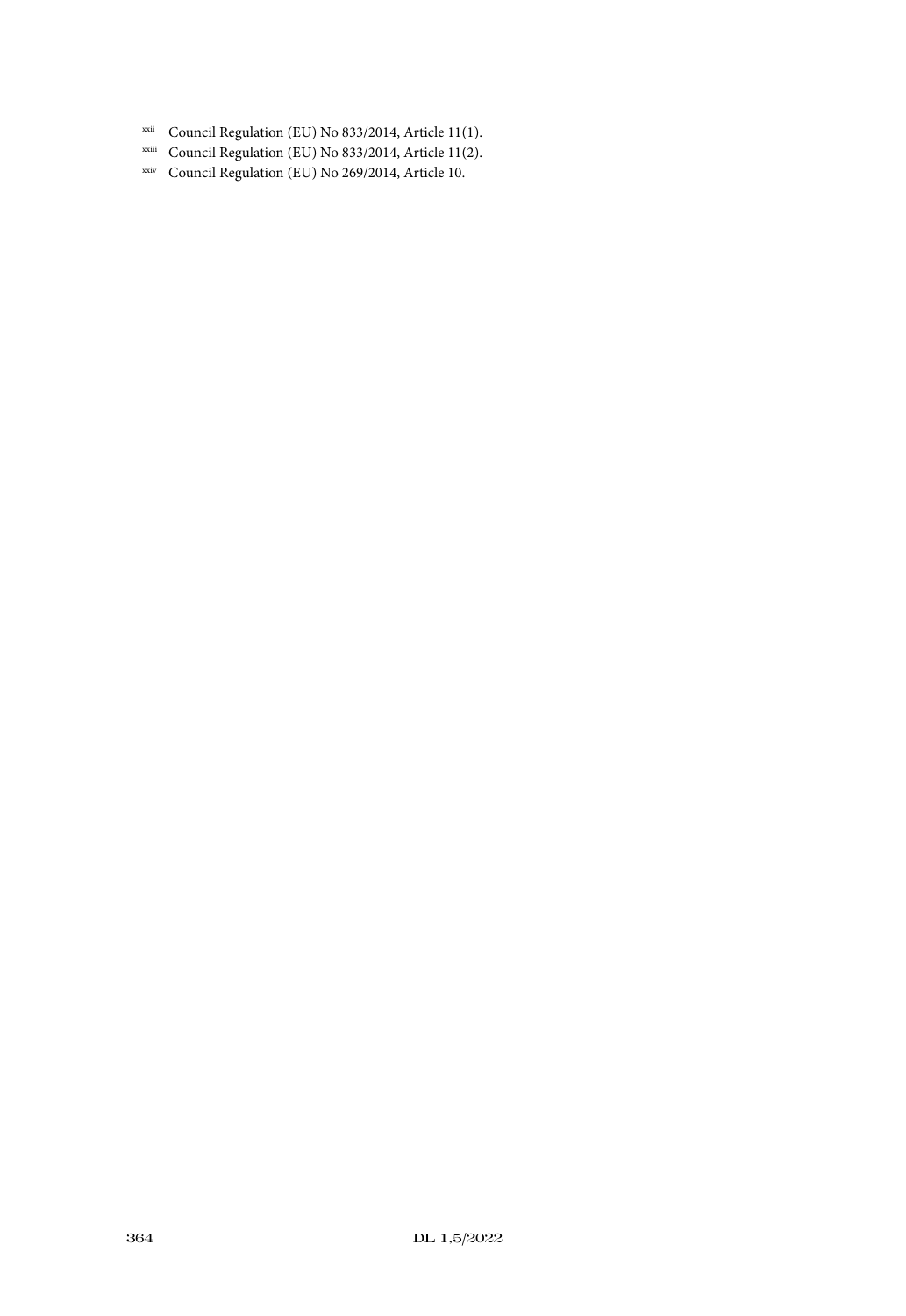[xxii] Council Regulation (EU) No 833/2014, Article 11(1).

[xxiii] Council Regulation (EU) No 833/2014, Article 11(2).

[xxiv] Council Regulation (EU) No 269/2014, Article 10.